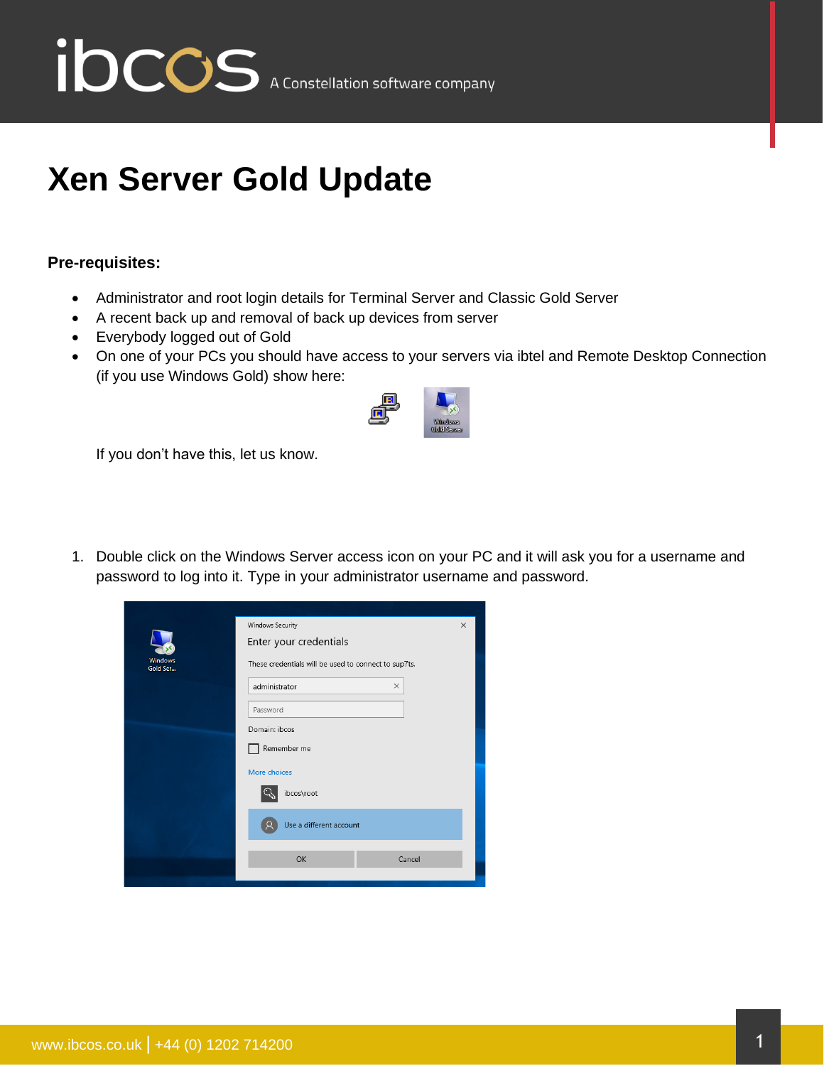# Xen Server Gold Update

**Pre-requisites:**

- Administrator and root login details for Terminal Server and Classic Gold Server
- A recent back up and removal of back up devices from server
- Everybody logged out of Gold
- On one of your PCs you should have access to your servers via ibtel and Remote Desktop Connection (if you use Windows Gold) show here:

  If you don't have this, let us know.

1. Double click on the Windows Server access icon on your PC and it will ask you for a username and password to log into it. Type in your administrator username and password.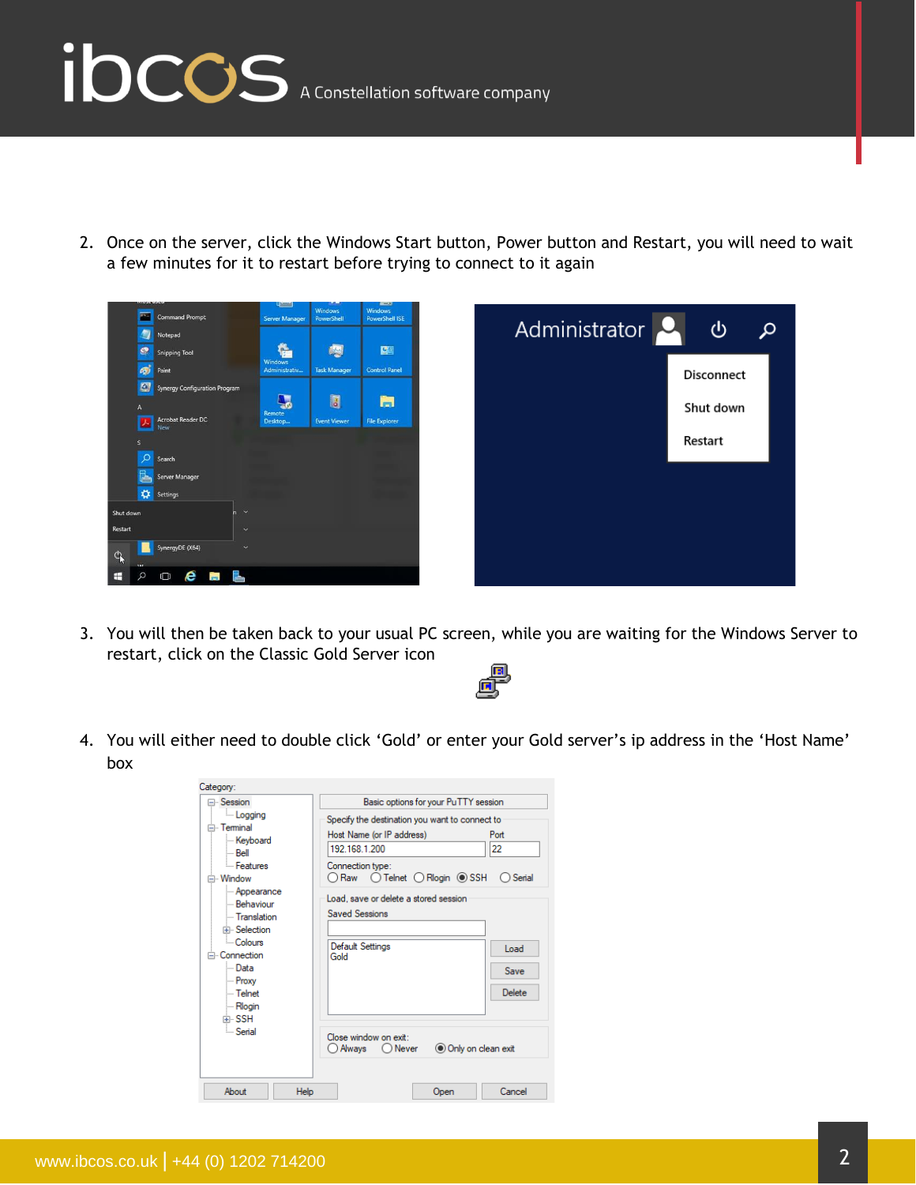2. Once on the server, click the Windows Start button, Power button and Restart, you will need to wait a few minutes for it to restart before trying to connect to it again

3. You will then be taken back to your usual PC screen, while you are waiting for the Windows Server to restart, click on the Classic Gold Server icon

4. You will either need to double click 'Gold' or enter your Gold server's ip address in the 'Host Name' box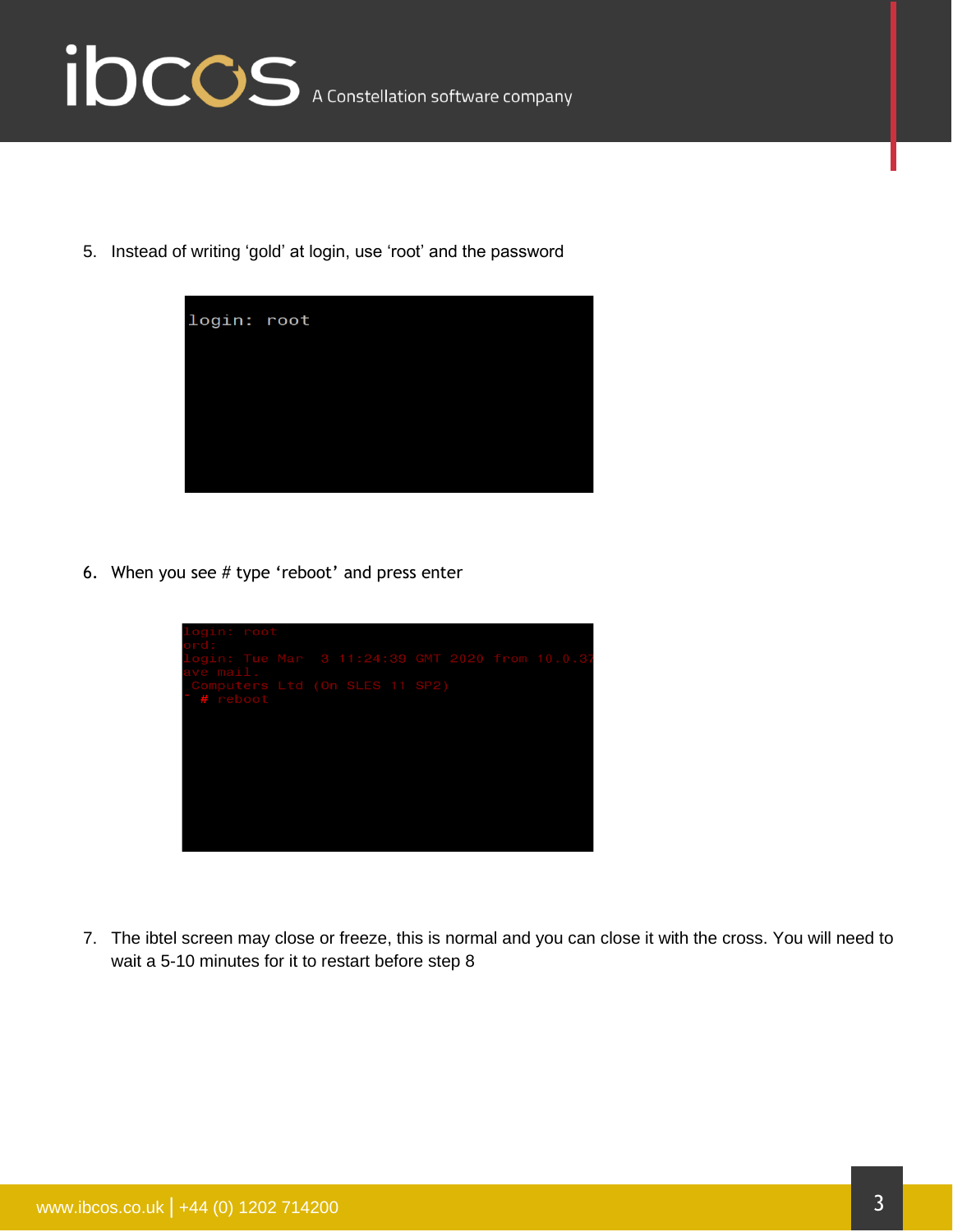5. Instead of writing 'gold' at login, use 'root' and the password

```
login: root
```

6. When you see # type 'reboot' and press enter

```
login: root
ord:
login: Tue Mar  3 11:24:39 GMT 2020 from 10.0.37
ave mail.
 Computers Ltd (On SLES 11 SP2)
~ # reboot
```

7. The ibtel screen may close or freeze, this is normal and you can close it with the cross. You will need to wait a 5-10 minutes for it to restart before step 8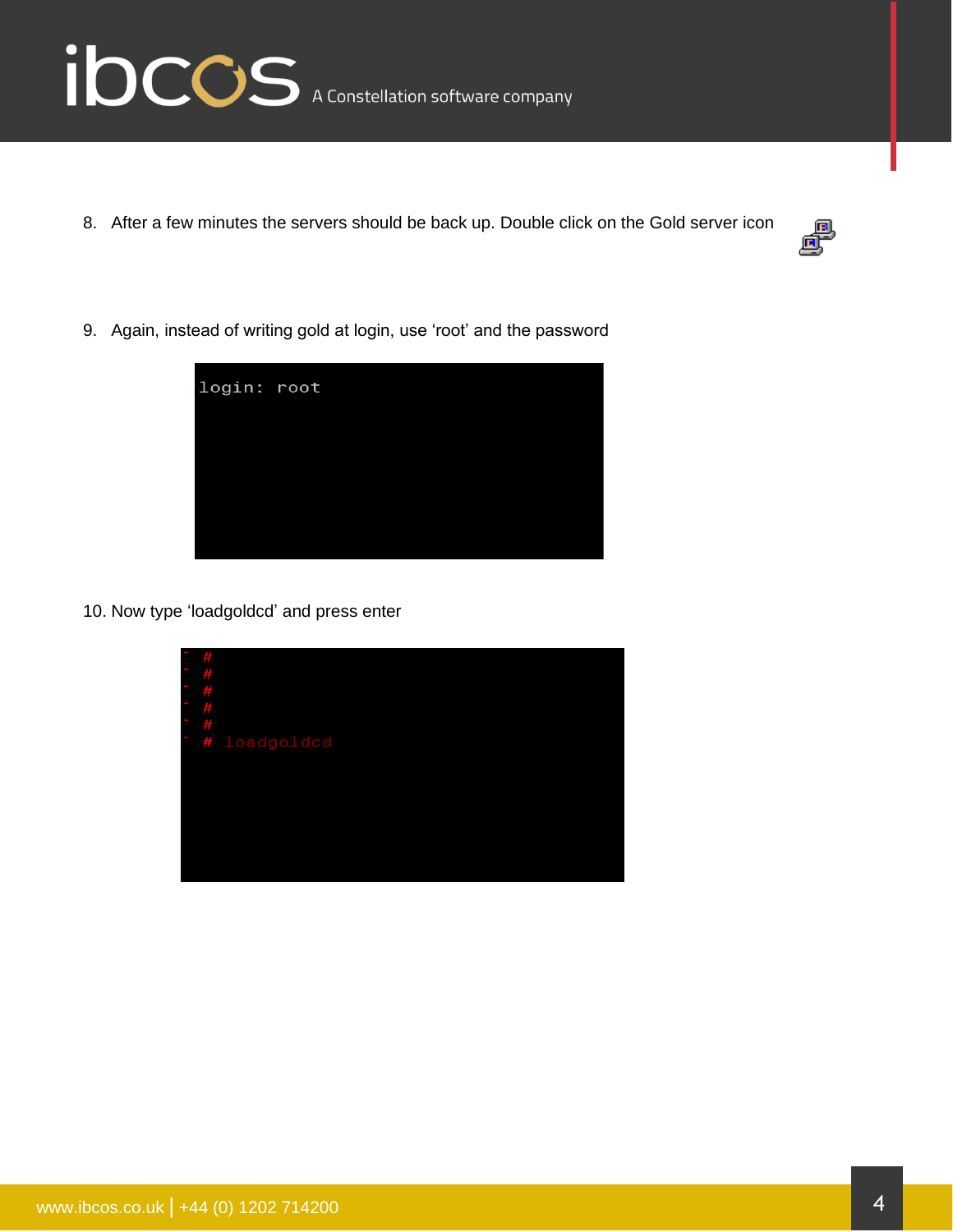8. After a few minutes the servers should be back up. Double click on the Gold server icon

9. Again, instead of writing gold at login, use 'root' and the password

```
login: root
```

10. Now type 'loadgoldcd' and press enter

```
# 
# 
# 
# 
# 
# loadgoldcd
```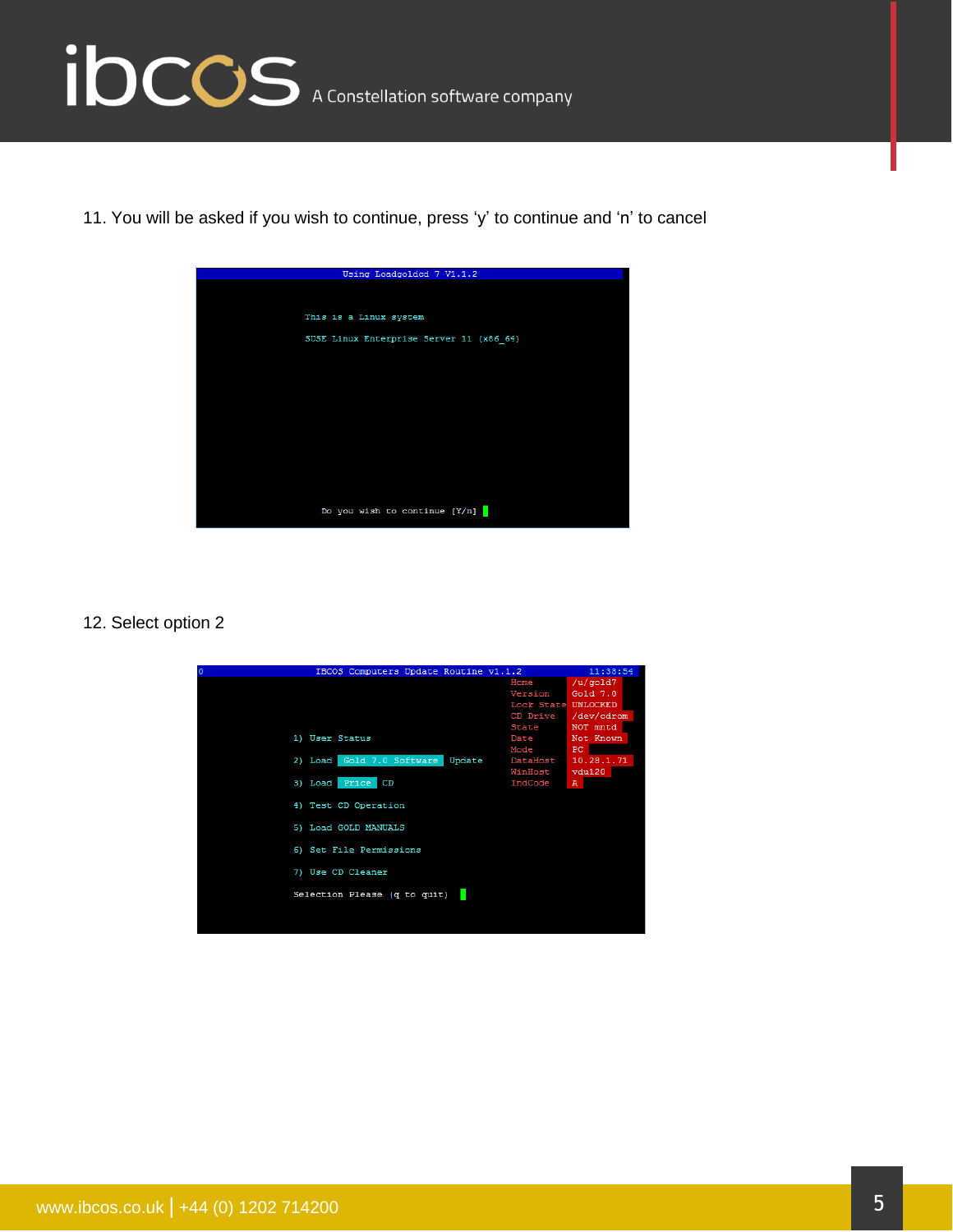11. You will be asked if you wish to continue, press ‘y’ to continue and ‘n’ to cancel

```
Using Loadgoldcd 7 V1.1.2

This is a Linux system

SUSE Linux Enterprise Server 11 (x86_64)

Do you wish to continue [Y/n]
```

12. Select option 2

```
0                IBCOS Computers Update Routine v1.1.2          11:38:54
                                                   Home         /u/gold7
                                                   Version      Gold 7.0
                                                   Lock State   UNLOCKED
                                                   CD Drive     /dev/cdrom
                                                   State        NOT mntd
1) User Status                                     Date         Not Known
                                                   Mode         PC
2) Load  Gold 7.0 Software  Update                 DataHost     10.28.1.71
                                                   WinHost      vdu120
3) Load  Price  CD                                 IndCode      A

4) Test CD Operation

5) Load GOLD MANUALS

6) Set File Permissions

7) Use CD Cleaner

Selection Please (q to quit)
```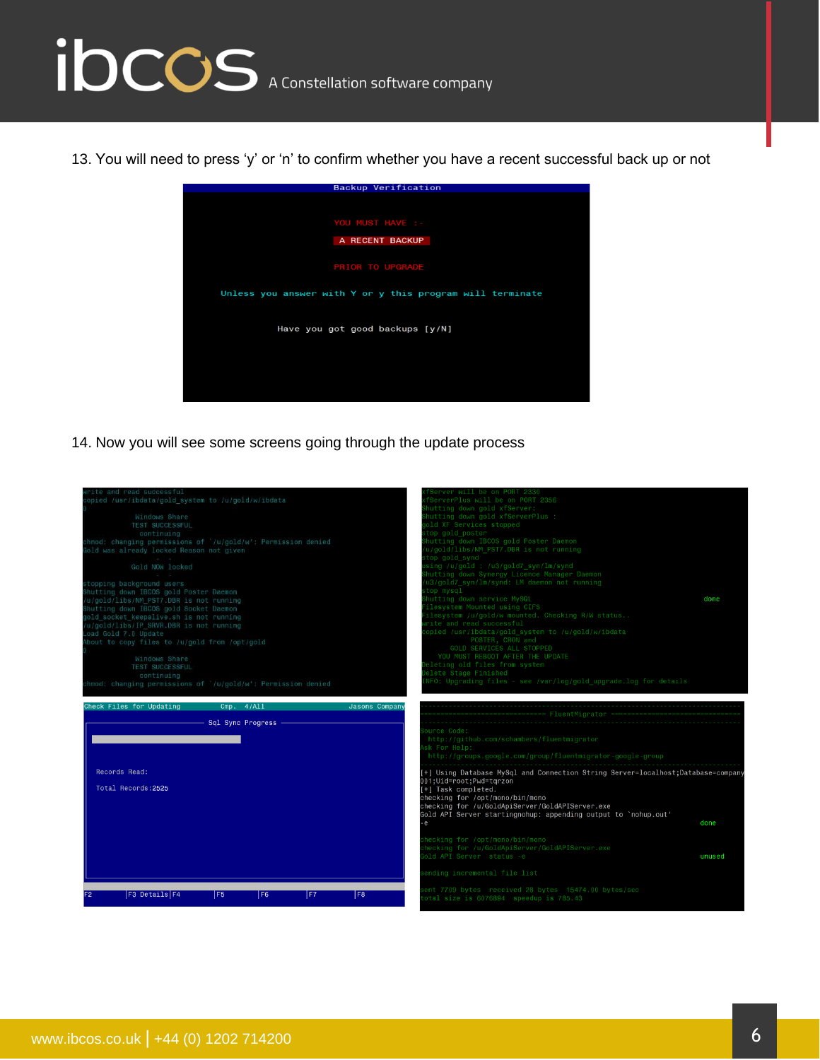13. You will need to press ‘y’ or ‘n’ to confirm whether you have a recent successful back up or not

```
Backup Verification

YOU MUST HAVE :-

A RECENT BACKUP

PRIOR TO UPGRADE

Unless you answer with Y or y this program will terminate

Have you got good backups [y/N]
```

14. Now you will see some screens going through the update process

```
write and read successful
copied /usr/ibdata/gold_system to /u/gold/w/ibdata
0
        Windows Share
        TEST SUCCESSFUL
          continuing
chmod: changing permissions of `/u/gold/w': Permission denied
Gold was already locked Reason not given
            -  -
       Gold NOW locked

stopping background users
Shutting down IBCOS gold Poster Daemon
/u/gold/libs/NM_PST7.DBR is not running
Shutting down IBCOS gold Socket Daemon
gold_socket_keepalive.sh is not running
/u/gold/libs/IP_SRVR.DBR is not running
Load Gold 7.0 Update
About to copy files to /u/gold from /opt/gold
0
        Windows Share
        TEST SUCCESSFUL
          continuing
chmod: changing permissions of `/u/gold/w': Permission denied
```

```
xfServer will be on PORT 2330
xfServerPlus will be on PORT 2356
Shutting down gold xfServer:
Shutting down gold xfServerPlus :
gold XF Services stopped
stop gold_poster
Shutting down IBCOS gold Poster Daemon
/u/gold/libs/NM_PST7.DBR is not running
stop gold_synd
using /u/gold : /u3/gold7_syn/lm/synd
Shutting down Synergy Licence Manager Daemon
/u3/gold7_syn/lm/synd: LM daemon not running
stop mysql
Shutting down service MySQL                                        done
Filesystem Mounted using CIFS
Filesystem /u/gold/w mounted. Checking R/W status..
write and read successful
copied /usr/ibdata/gold_system to /u/gold/w/ibdata
          POSTER, CRON and
       GOLD SERVICES ALL STOPPED
     YOU MUST REBOOT AFTER THE UPDATE
Deleting old files from system
Delete Stage Finished
INFO: Upgrading files - see /var/log/gold_upgrade.log for details
```

```
Check Files for Updating          Cmp.  4/All              Jasons Company
                      Sql Sync Progress

Records Read:

Total Records:2525

F2     |F3 Details|F4      |F5      |F6      |F7      |F8
```

```
-------------------------------------------------------------------------
============================== FluentMigrator ===============================
-------------------------------------------------------------------------
Source Code:
  http://github.com/schambers/fluentmigrator
Ask For Help:
  http://groups.google.com/group/fluentmigrator-google-group
-------------------------------------------------------------------------
[+] Using Database MySql and Connection String Server=localhost;Database=company
001;Uid=root;Pwd=tqrzon
[+] Task completed.
checking for /opt/mono/bin/mono
checking for /u/GoldApiServer/GoldAPIServer.exe
Gold API Server startingnohup: appending output to `nohup.out'
-e                                                                 done

checking for /opt/mono/bin/mono
checking for /u/GoldApiServer/GoldAPIServer.exe
Gold API Server  status -e                                         unused

sending incremental file list

sent 7709 bytes  received 28 bytes  15474.00 bytes/sec
total size is 6076894  speedup is 785.43
```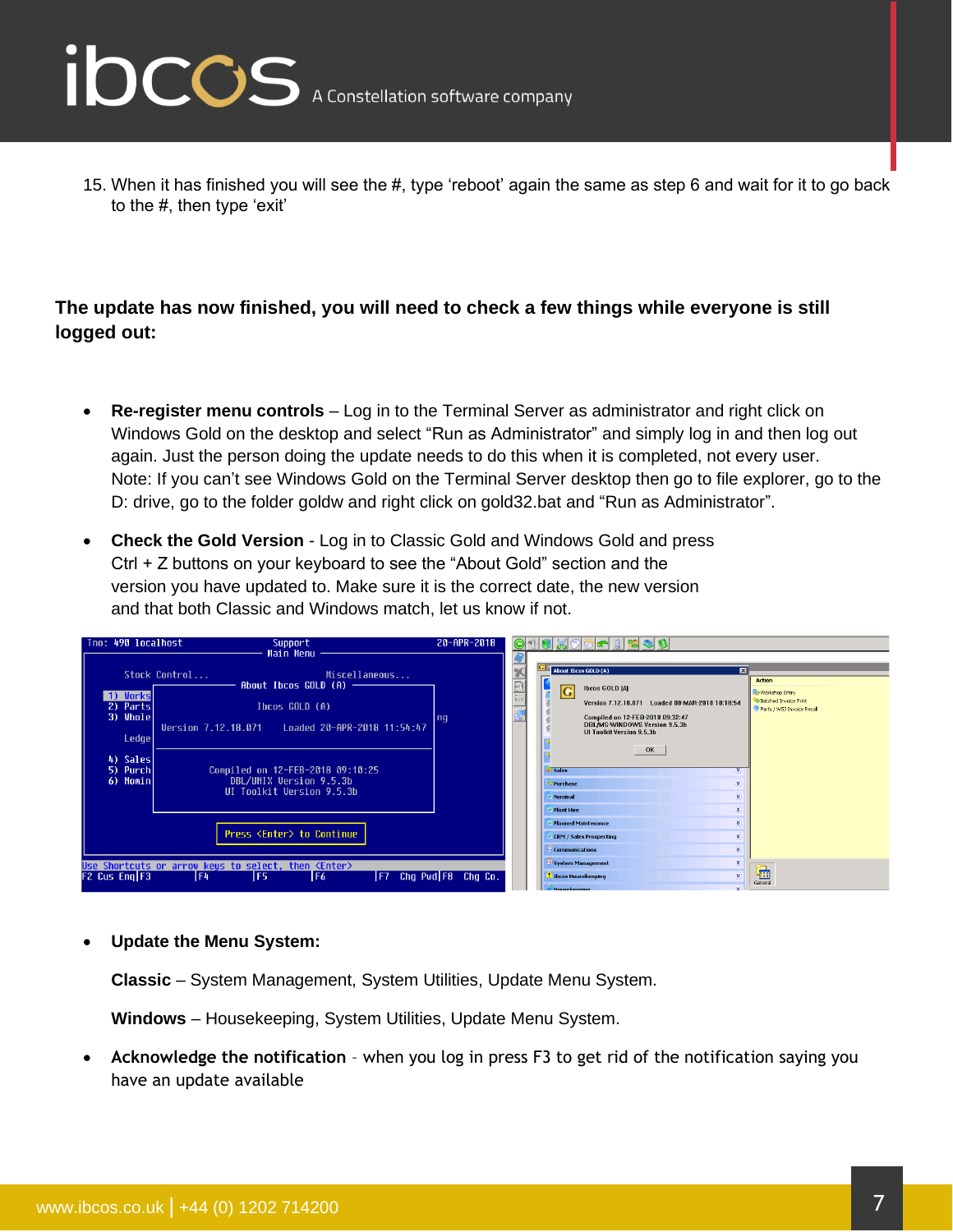15. When it has finished you will see the #, type 'reboot' again the same as step 6 and wait for it to go back to the #, then type 'exit'

**The update has now finished, you will need to check a few things while everyone is still logged out:**

- **Re-register menu controls** – Log in to the Terminal Server as administrator and right click on Windows Gold on the desktop and select "Run as Administrator" and simply log in and then log out again. Just the person doing the update needs to do this when it is completed, not every user. Note: If you can't see Windows Gold on the Terminal Server desktop then go to file explorer, go to the D: drive, go to the folder goldw and right click on gold32.bat and "Run as Administrator".

- **Check the Gold Version** - Log in to Classic Gold and Windows Gold and press Ctrl + Z buttons on your keyboard to see the "About Gold" section and the version you have updated to. Make sure it is the correct date, the new version and that both Classic and Windows match, let us know if not.

- **Update the Menu System:**

  **Classic** – System Management, System Utilities, Update Menu System.

  **Windows** – Housekeeping, System Utilities, Update Menu System.

- **Acknowledge the notification** - when you log in press F3 to get rid of the notification saying you have an update available